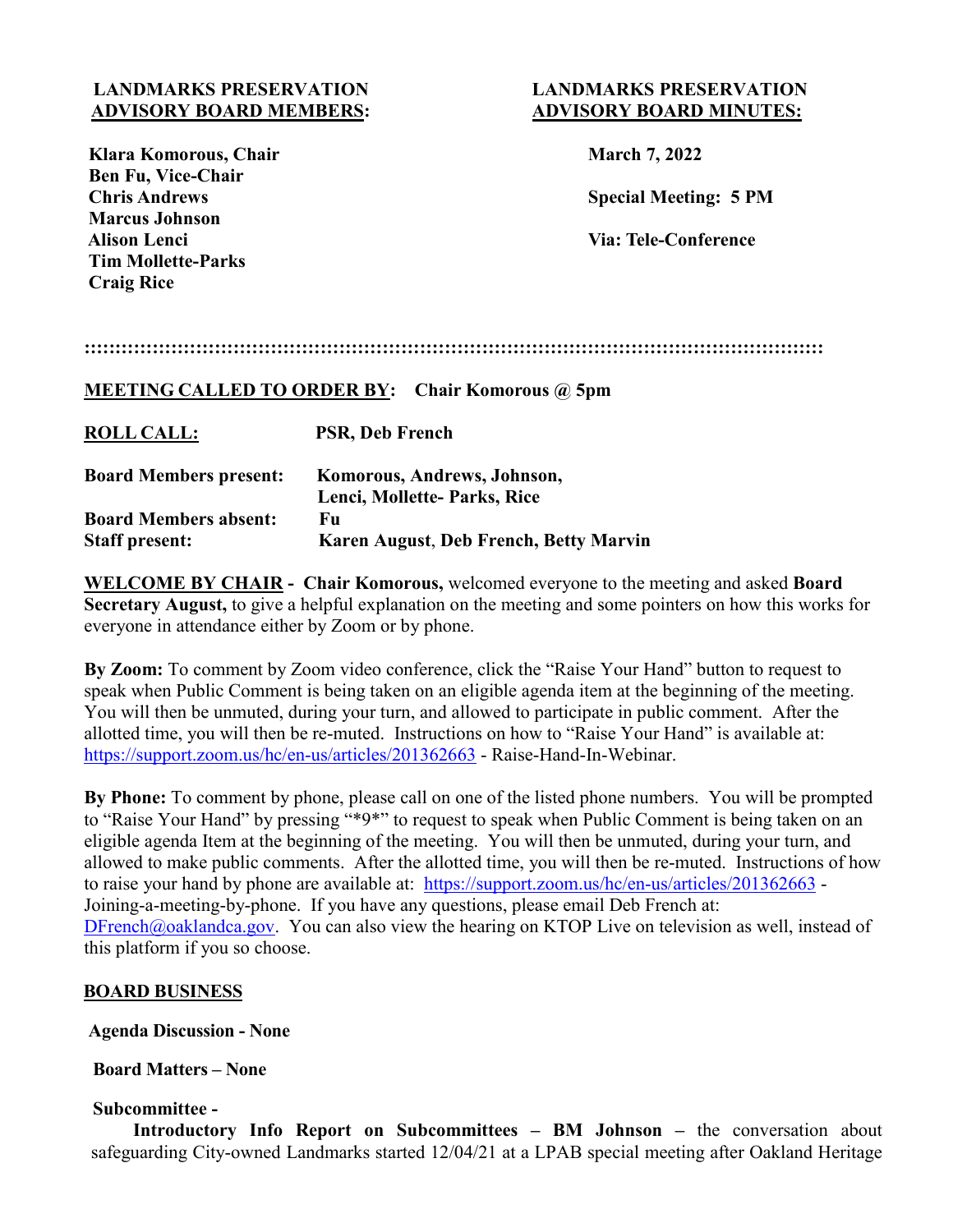**LANDMARKS PRESERVATION ADVISORY BOARD MEMBERS:**

**Klara Komorous, Chair**
**Ben Fu, Vice-Chair**
**Chris Andrews**
**Marcus Johnson**
**Alison Lenci**
**Tim Mollette-Parks**
**Craig Rice**

**LANDMARKS PRESERVATION ADVISORY BOARD MINUTES:**

**March 7, 2022**

**Special Meeting: 5 PM**

**Via: Tele-Conference**

::::::::::::::::::::::::::::::::::::::::::::::::::::::::::::::::::::::::::::::::::::::::::::::::::::::::::::::::::::::::::::

**MEETING CALLED TO ORDER BY: Chair Komorous @ 5pm**

| | |
|---|---|
| **ROLL CALL:** | **PSR, Deb French** |
| **Board Members present:** | **Komorous, Andrews, Johnson, Lenci, Mollette- Parks, Rice** |
| **Board Members absent:** | **Fu** |
| **Staff present:** | **Karen August, Deb French, Betty Marvin** |

**WELCOME BY CHAIR - Chair Komorous,** welcomed everyone to the meeting and asked **Board Secretary August,** to give a helpful explanation on the meeting and some pointers on how this works for everyone in attendance either by Zoom or by phone.

**By Zoom:** To comment by Zoom video conference, click the "Raise Your Hand" button to request to speak when Public Comment is being taken on an eligible agenda item at the beginning of the meeting. You will then be unmuted, during your turn, and allowed to participate in public comment. After the allotted time, you will then be re-muted. Instructions on how to "Raise Your Hand" is available at: https://support.zoom.us/hc/en-us/articles/201362663 - Raise-Hand-In-Webinar.

**By Phone:** To comment by phone, please call on one of the listed phone numbers. You will be prompted to "Raise Your Hand" by pressing "*9*" to request to speak when Public Comment is being taken on an eligible agenda Item at the beginning of the meeting. You will then be unmuted, during your turn, and allowed to make public comments. After the allotted time, you will then be re-muted. Instructions of how to raise your hand by phone are available at: https://support.zoom.us/hc/en-us/articles/201362663 - Joining-a-meeting-by-phone. If you have any questions, please email Deb French at: DFrench@oaklandca.gov. You can also view the hearing on KTOP Live on television as well, instead of this platform if you so choose.

**BOARD BUSINESS**

**Agenda Discussion - None**

**Board Matters – None**

**Subcommittee -**

**Introductory Info Report on Subcommittees – BM Johnson –** the conversation about safeguarding City-owned Landmarks started 12/04/21 at a LPAB special meeting after Oakland Heritage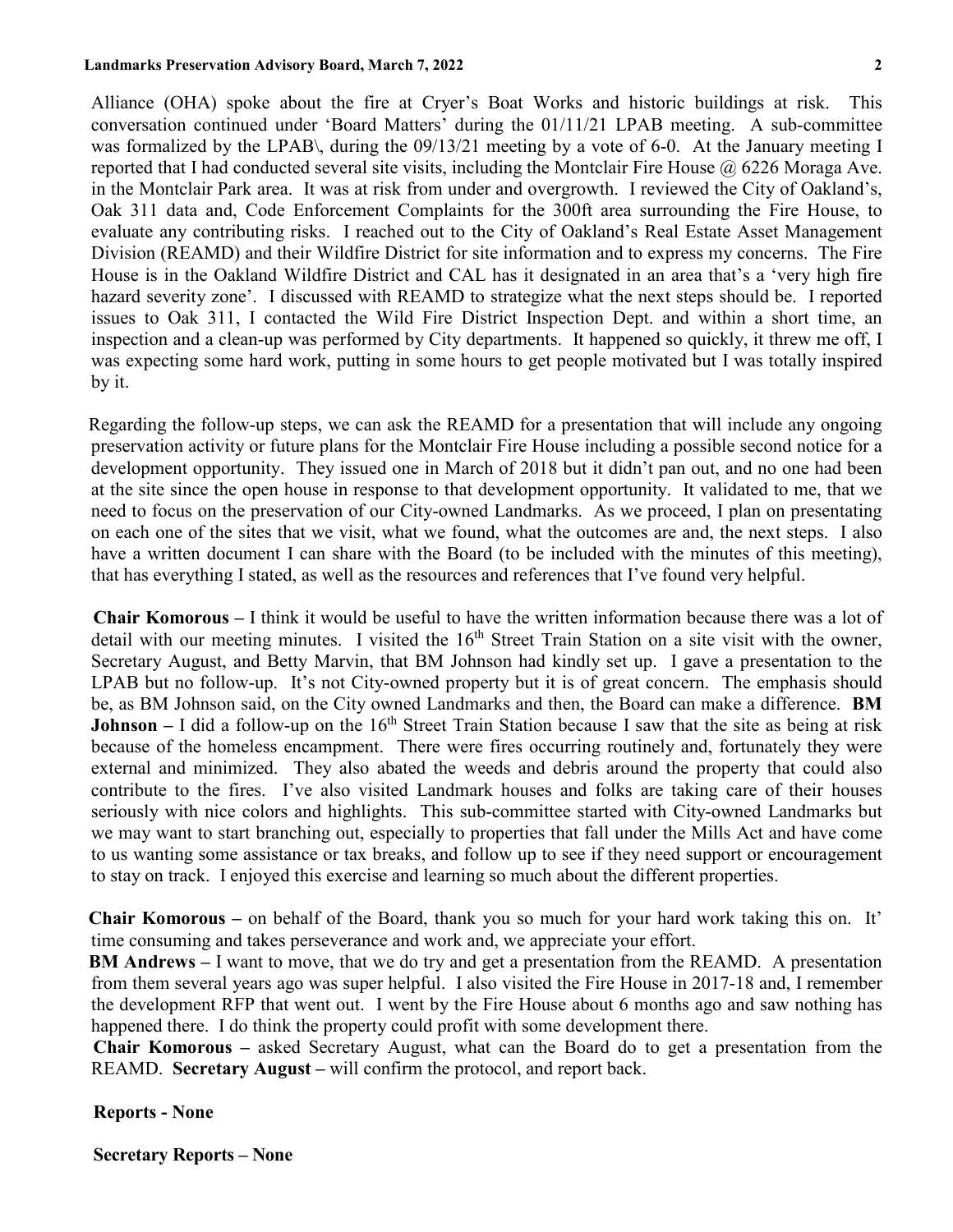Alliance (OHA) spoke about the fire at Cryer's Boat Works and historic buildings at risk. This conversation continued under 'Board Matters' during the 01/11/21 LPAB meeting. A sub-committee was formalized by the LPAB\, during the 09/13/21 meeting by a vote of 6-0. At the January meeting I reported that I had conducted several site visits, including the Montclair Fire House @ 6226 Moraga Ave. in the Montclair Park area. It was at risk from under and overgrowth. I reviewed the City of Oakland's, Oak 311 data and, Code Enforcement Complaints for the 300ft area surrounding the Fire House, to evaluate any contributing risks. I reached out to the City of Oakland's Real Estate Asset Management Division (REAMD) and their Wildfire District for site information and to express my concerns. The Fire House is in the Oakland Wildfire District and CAL has it designated in an area that's a 'very high fire hazard severity zone'. I discussed with REAMD to strategize what the next steps should be. I reported issues to Oak 311, I contacted the Wild Fire District Inspection Dept. and within a short time, an inspection and a clean-up was performed by City departments. It happened so quickly, it threw me off, I was expecting some hard work, putting in some hours to get people motivated but I was totally inspired by it.

Regarding the follow-up steps, we can ask the REAMD for a presentation that will include any ongoing preservation activity or future plans for the Montclair Fire House including a possible second notice for a development opportunity. They issued one in March of 2018 but it didn't pan out, and no one had been at the site since the open house in response to that development opportunity. It validated to me, that we need to focus on the preservation of our City-owned Landmarks. As we proceed, I plan on presentating on each one of the sites that we visit, what we found, what the outcomes are and, the next steps. I also have a written document I can share with the Board (to be included with the minutes of this meeting), that has everything I stated, as well as the resources and references that I've found very helpful.

**Chair Komorous –** I think it would be useful to have the written information because there was a lot of detail with our meeting minutes. I visited the 16th Street Train Station on a site visit with the owner, Secretary August, and Betty Marvin, that BM Johnson had kindly set up. I gave a presentation to the LPAB but no follow-up. It's not City-owned property but it is of great concern. The emphasis should be, as BM Johnson said, on the City owned Landmarks and then, the Board can make a difference. **BM Johnson –** I did a follow-up on the 16th Street Train Station because I saw that the site as being at risk because of the homeless encampment. There were fires occurring routinely and, fortunately they were external and minimized. They also abated the weeds and debris around the property that could also contribute to the fires. I've also visited Landmark houses and folks are taking care of their houses seriously with nice colors and highlights. This sub-committee started with City-owned Landmarks but we may want to start branching out, especially to properties that fall under the Mills Act and have come to us wanting some assistance or tax breaks, and follow up to see if they need support or encouragement to stay on track. I enjoyed this exercise and learning so much about the different properties.

**Chair Komorous –** on behalf of the Board, thank you so much for your hard work taking this on. It' time consuming and takes perseverance and work and, we appreciate your effort.

**BM Andrews –** I want to move, that we do try and get a presentation from the REAMD. A presentation from them several years ago was super helpful. I also visited the Fire House in 2017-18 and, I remember the development RFP that went out. I went by the Fire House about 6 months ago and saw nothing has happened there. I do think the property could profit with some development there.

**Chair Komorous –** asked Secretary August, what can the Board do to get a presentation from the REAMD. **Secretary August –** will confirm the protocol, and report back.

**Reports - None**

**Secretary Reports – None**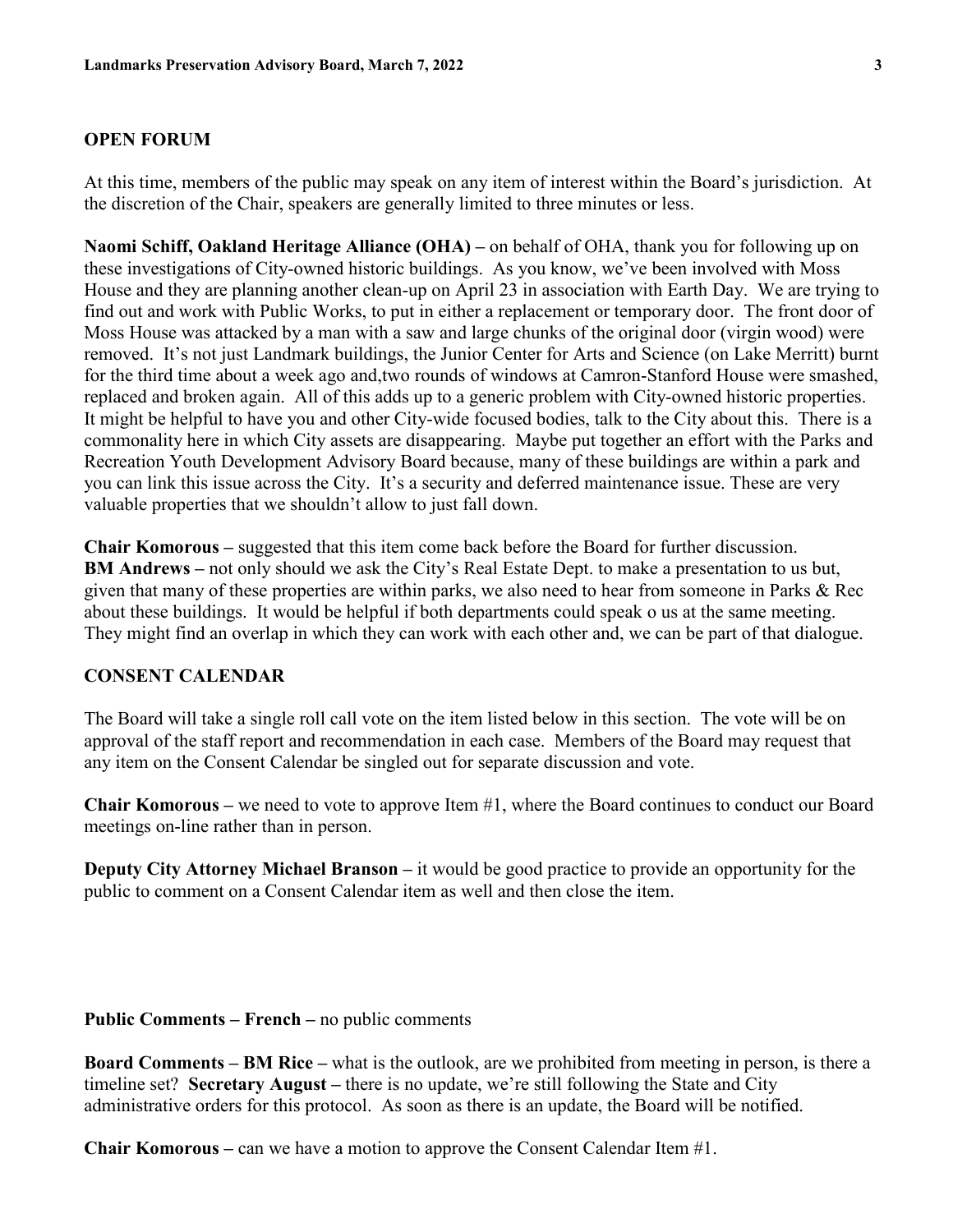## OPEN FORUM

At this time, members of the public may speak on any item of interest within the Board's jurisdiction. At the discretion of the Chair, speakers are generally limited to three minutes or less.

**Naomi Schiff, Oakland Heritage Alliance (OHA) –** on behalf of OHA, thank you for following up on these investigations of City-owned historic buildings. As you know, we've been involved with Moss House and they are planning another clean-up on April 23 in association with Earth Day. We are trying to find out and work with Public Works, to put in either a replacement or temporary door. The front door of Moss House was attacked by a man with a saw and large chunks of the original door (virgin wood) were removed. It's not just Landmark buildings, the Junior Center for Arts and Science (on Lake Merritt) burnt for the third time about a week ago and,two rounds of windows at Camron-Stanford House were smashed, replaced and broken again. All of this adds up to a generic problem with City-owned historic properties. It might be helpful to have you and other City-wide focused bodies, talk to the City about this. There is a commonality here in which City assets are disappearing. Maybe put together an effort with the Parks and Recreation Youth Development Advisory Board because, many of these buildings are within a park and you can link this issue across the City. It's a security and deferred maintenance issue. These are very valuable properties that we shouldn't allow to just fall down.

**Chair Komorous –** suggested that this item come back before the Board for further discussion.
**BM Andrews –** not only should we ask the City's Real Estate Dept. to make a presentation to us but, given that many of these properties are within parks, we also need to hear from someone in Parks & Rec about these buildings. It would be helpful if both departments could speak o us at the same meeting. They might find an overlap in which they can work with each other and, we can be part of that dialogue.

## CONSENT CALENDAR

The Board will take a single roll call vote on the item listed below in this section. The vote will be on approval of the staff report and recommendation in each case. Members of the Board may request that any item on the Consent Calendar be singled out for separate discussion and vote.

**Chair Komorous –** we need to vote to approve Item #1, where the Board continues to conduct our Board meetings on-line rather than in person.

**Deputy City Attorney Michael Branson –** it would be good practice to provide an opportunity for the public to comment on a Consent Calendar item as well and then close the item.

**Public Comments – French –** no public comments

**Board Comments – BM Rice –** what is the outlook, are we prohibited from meeting in person, is there a timeline set? **Secretary August –** there is no update, we're still following the State and City administrative orders for this protocol. As soon as there is an update, the Board will be notified.

**Chair Komorous –** can we have a motion to approve the Consent Calendar Item #1.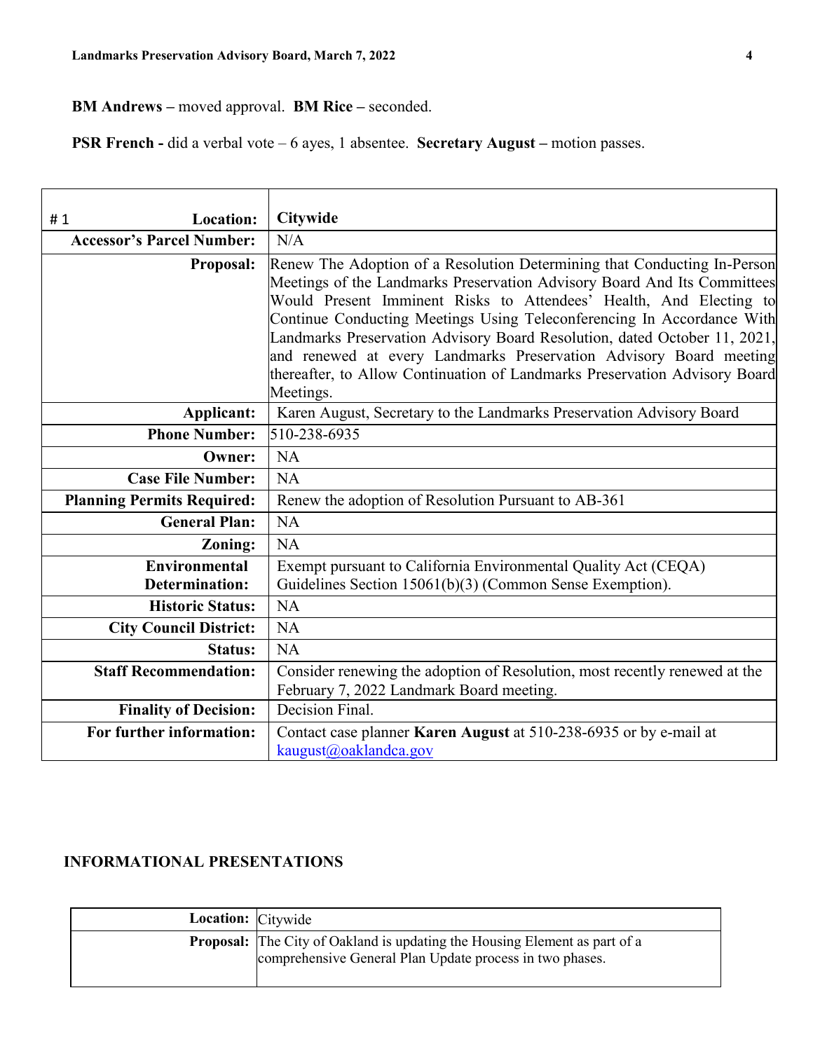**BM Andrews –** moved approval. **BM Rice –** seconded.

**PSR French -** did a verbal vote – 6 ayes, 1 absentee. **Secretary August –** motion passes.

| # 1 **Location:** | **Citywide** |
|---|---|
| **Accessor's Parcel Number:** | N/A |
| **Proposal:** | Renew The Adoption of a Resolution Determining that Conducting In-Person Meetings of the Landmarks Preservation Advisory Board And Its Committees Would Present Imminent Risks to Attendees' Health, And Electing to Continue Conducting Meetings Using Teleconferencing In Accordance With Landmarks Preservation Advisory Board Resolution, dated October 11, 2021, and renewed at every Landmarks Preservation Advisory Board meeting thereafter, to Allow Continuation of Landmarks Preservation Advisory Board Meetings. |
| **Applicant:** | Karen August, Secretary to the Landmarks Preservation Advisory Board |
| **Phone Number:** | 510-238-6935 |
| **Owner:** | NA |
| **Case File Number:** | NA |
| **Planning Permits Required:** | Renew the adoption of Resolution Pursuant to AB-361 |
| **General Plan:** | NA |
| **Zoning:** | NA |
| **Environmental Determination:** | Exempt pursuant to California Environmental Quality Act (CEQA) Guidelines Section 15061(b)(3) (Common Sense Exemption). |
| **Historic Status:** | NA |
| **City Council District:** | NA |
| **Status:** | NA |
| **Staff Recommendation:** | Consider renewing the adoption of Resolution, most recently renewed at the February 7, 2022 Landmark Board meeting. |
| **Finality of Decision:** | Decision Final. |
| **For further information:** | Contact case planner **Karen August** at 510-238-6935 or by e-mail at kaugust@oaklandca.gov |

## INFORMATIONAL PRESENTATIONS

| **Location:** | Citywide |
|---|---|
| **Proposal:** | The City of Oakland is updating the Housing Element as part of a comprehensive General Plan Update process in two phases. |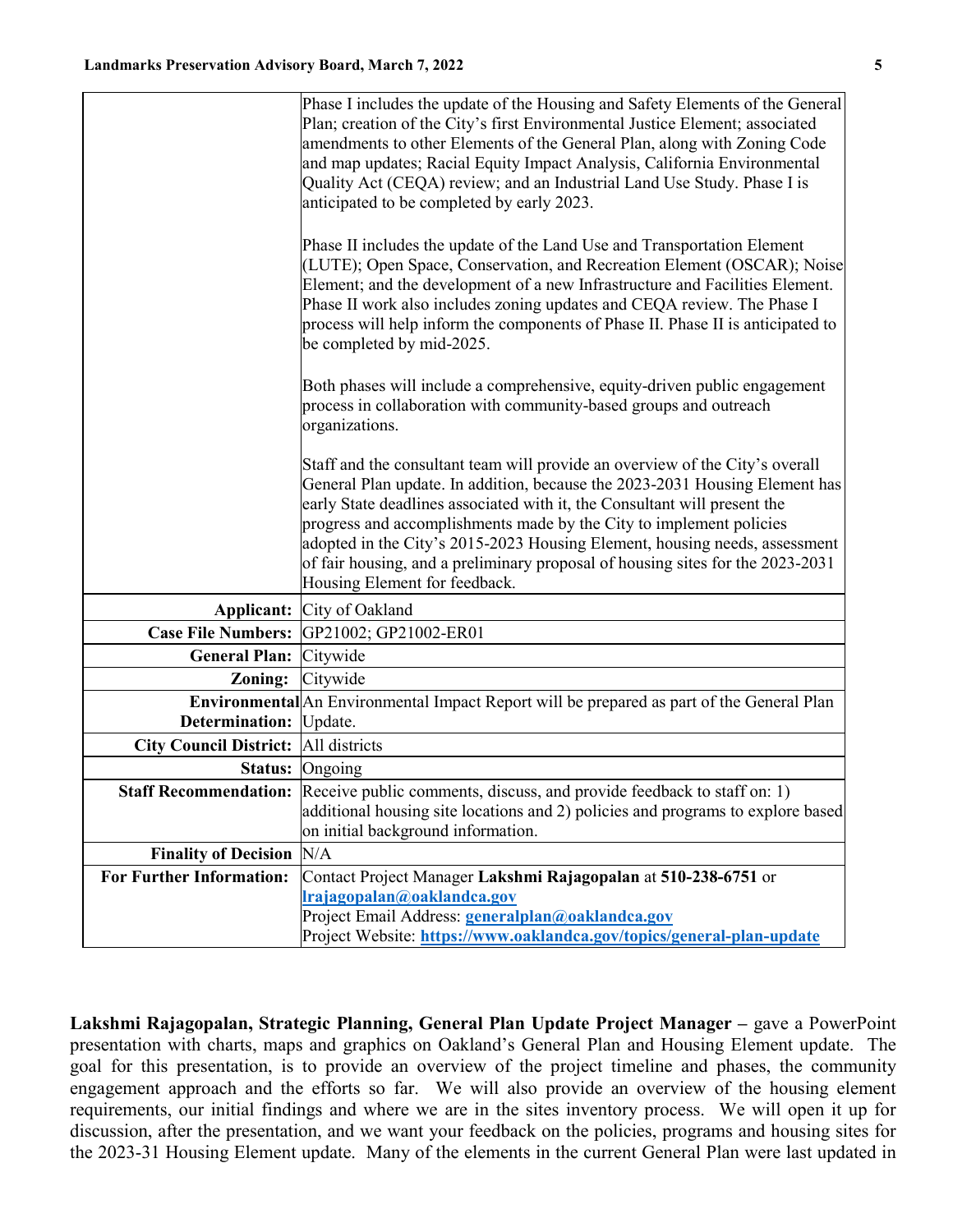| | |
|---|---|
| | Phase I includes the update of the Housing and Safety Elements of the General Plan; creation of the City's first Environmental Justice Element; associated amendments to other Elements of the General Plan, along with Zoning Code and map updates; Racial Equity Impact Analysis, California Environmental Quality Act (CEQA) review; and an Industrial Land Use Study. Phase I is anticipated to be completed by early 2023.<br><br>Phase II includes the update of the Land Use and Transportation Element (LUTE); Open Space, Conservation, and Recreation Element (OSCAR); Noise Element; and the development of a new Infrastructure and Facilities Element. Phase II work also includes zoning updates and CEQA review. The Phase I process will help inform the components of Phase II. Phase II is anticipated to be completed by mid-2025.<br><br>Both phases will include a comprehensive, equity-driven public engagement process in collaboration with community-based groups and outreach organizations.<br><br>Staff and the consultant team will provide an overview of the City's overall General Plan update. In addition, because the 2023-2031 Housing Element has early State deadlines associated with it, the Consultant will present the progress and accomplishments made by the City to implement policies adopted in the City's 2015-2023 Housing Element, housing needs, assessment of fair housing, and a preliminary proposal of housing sites for the 2023-2031 Housing Element for feedback. |
| **Applicant:** | City of Oakland |
| **Case File Numbers:** | GP21002; GP21002-ER01 |
| **General Plan:** | Citywide |
| **Zoning:** | Citywide |
| **Environmental Determination:** | An Environmental Impact Report will be prepared as part of the General Plan Update. |
| **City Council District:** | All districts |
| **Status:** | Ongoing |
| **Staff Recommendation:** | Receive public comments, discuss, and provide feedback to staff on: 1) additional housing site locations and 2) policies and programs to explore based on initial background information. |
| **Finality of Decision** | N/A |
| **For Further Information:** | Contact Project Manager **Lakshmi Rajagopalan** at **510-238-6751** or **lrajagopalan@oaklandca.gov**<br>Project Email Address: **generalplan@oaklandca.gov**<br>Project Website: **https://www.oaklandca.gov/topics/general-plan-update** |

**Lakshmi Rajagopalan, Strategic Planning, General Plan Update Project Manager –** gave a PowerPoint presentation with charts, maps and graphics on Oakland's General Plan and Housing Element update. The goal for this presentation, is to provide an overview of the project timeline and phases, the community engagement approach and the efforts so far. We will also provide an overview of the housing element requirements, our initial findings and where we are in the sites inventory process. We will open it up for discussion, after the presentation, and we want your feedback on the policies, programs and housing sites for the 2023-31 Housing Element update. Many of the elements in the current General Plan were last updated in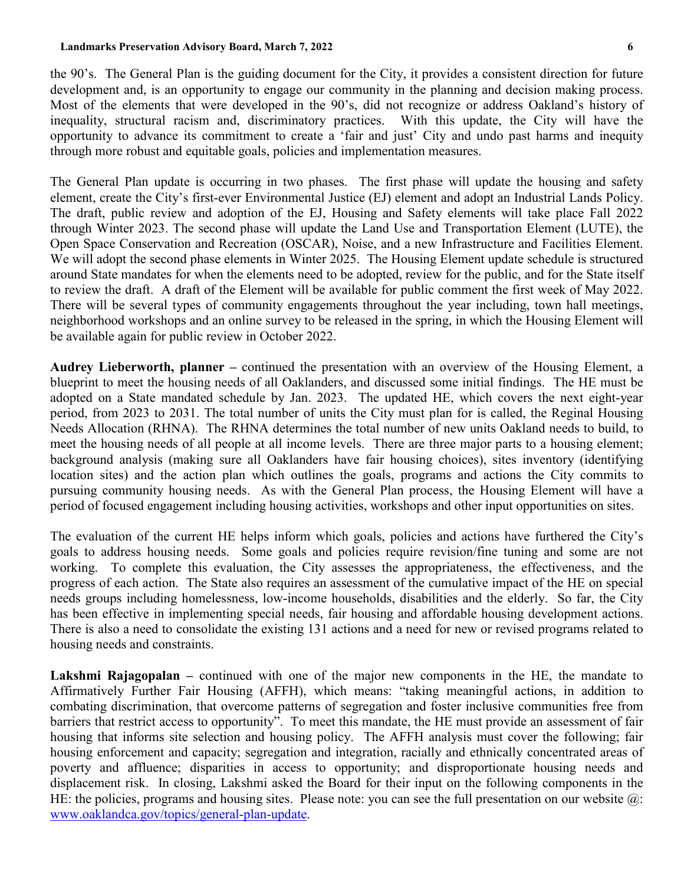the 90's. The General Plan is the guiding document for the City, it provides a consistent direction for future development and, is an opportunity to engage our community in the planning and decision making process. Most of the elements that were developed in the 90's, did not recognize or address Oakland's history of inequality, structural racism and, discriminatory practices. With this update, the City will have the opportunity to advance its commitment to create a 'fair and just' City and undo past harms and inequity through more robust and equitable goals, policies and implementation measures.

The General Plan update is occurring in two phases. The first phase will update the housing and safety element, create the City's first-ever Environmental Justice (EJ) element and adopt an Industrial Lands Policy. The draft, public review and adoption of the EJ, Housing and Safety elements will take place Fall 2022 through Winter 2023. The second phase will update the Land Use and Transportation Element (LUTE), the Open Space Conservation and Recreation (OSCAR), Noise, and a new Infrastructure and Facilities Element. We will adopt the second phase elements in Winter 2025. The Housing Element update schedule is structured around State mandates for when the elements need to be adopted, review for the public, and for the State itself to review the draft. A draft of the Element will be available for public comment the first week of May 2022. There will be several types of community engagements throughout the year including, town hall meetings, neighborhood workshops and an online survey to be released in the spring, in which the Housing Element will be available again for public review in October 2022.

**Audrey Lieberworth, planner –** continued the presentation with an overview of the Housing Element, a blueprint to meet the housing needs of all Oaklanders, and discussed some initial findings. The HE must be adopted on a State mandated schedule by Jan. 2023. The updated HE, which covers the next eight-year period, from 2023 to 2031. The total number of units the City must plan for is called, the Reginal Housing Needs Allocation (RHNA). The RHNA determines the total number of new units Oakland needs to build, to meet the housing needs of all people at all income levels. There are three major parts to a housing element; background analysis (making sure all Oaklanders have fair housing choices), sites inventory (identifying location sites) and the action plan which outlines the goals, programs and actions the City commits to pursuing community housing needs. As with the General Plan process, the Housing Element will have a period of focused engagement including housing activities, workshops and other input opportunities on sites.

The evaluation of the current HE helps inform which goals, policies and actions have furthered the City's goals to address housing needs. Some goals and policies require revision/fine tuning and some are not working. To complete this evaluation, the City assesses the appropriateness, the effectiveness, and the progress of each action. The State also requires an assessment of the cumulative impact of the HE on special needs groups including homelessness, low-income households, disabilities and the elderly. So far, the City has been effective in implementing special needs, fair housing and affordable housing development actions. There is also a need to consolidate the existing 131 actions and a need for new or revised programs related to housing needs and constraints.

**Lakshmi Rajagopalan –** continued with one of the major new components in the HE, the mandate to Affirmatively Further Fair Housing (AFFH), which means: "taking meaningful actions, in addition to combating discrimination, that overcome patterns of segregation and foster inclusive communities free from barriers that restrict access to opportunity". To meet this mandate, the HE must provide an assessment of fair housing that informs site selection and housing policy. The AFFH analysis must cover the following; fair housing enforcement and capacity; segregation and integration, racially and ethnically concentrated areas of poverty and affluence; disparities in access to opportunity; and disproportionate housing needs and displacement risk. In closing, Lakshmi asked the Board for their input on the following components in the HE: the policies, programs and housing sites. Please note: you can see the full presentation on our website @: [www.oaklandca.gov/topics/general-plan-update](www.oaklandca.gov/topics/general-plan-update).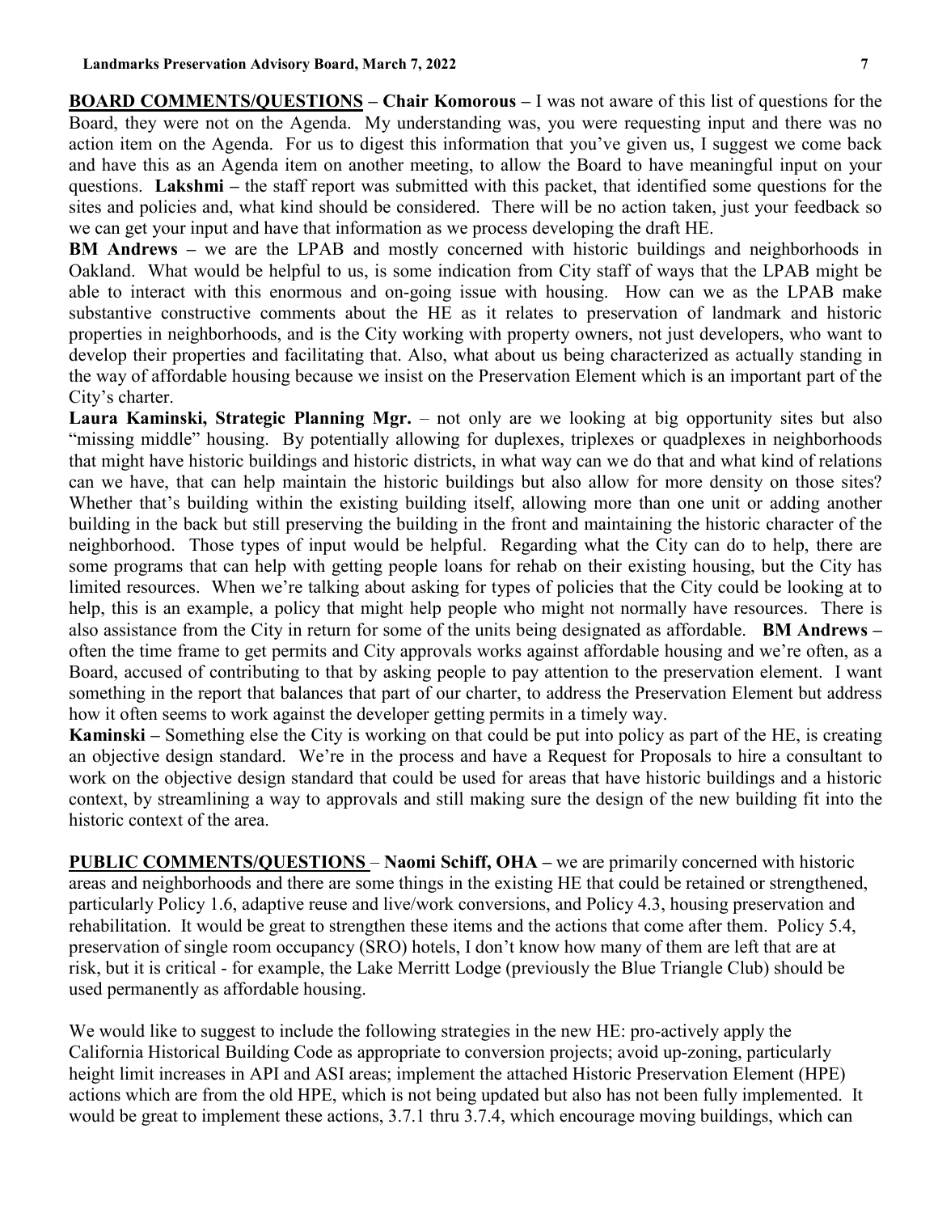**BOARD COMMENTS/QUESTIONS – Chair Komorous –** I was not aware of this list of questions for the Board, they were not on the Agenda. My understanding was, you were requesting input and there was no action item on the Agenda. For us to digest this information that you've given us, I suggest we come back and have this as an Agenda item on another meeting, to allow the Board to have meaningful input on your questions. **Lakshmi –** the staff report was submitted with this packet, that identified some questions for the sites and policies and, what kind should be considered. There will be no action taken, just your feedback so we can get your input and have that information as we process developing the draft HE.

**BM Andrews –** we are the LPAB and mostly concerned with historic buildings and neighborhoods in Oakland. What would be helpful to us, is some indication from City staff of ways that the LPAB might be able to interact with this enormous and on-going issue with housing. How can we as the LPAB make substantive constructive comments about the HE as it relates to preservation of landmark and historic properties in neighborhoods, and is the City working with property owners, not just developers, who want to develop their properties and facilitating that. Also, what about us being characterized as actually standing in the way of affordable housing because we insist on the Preservation Element which is an important part of the City's charter.

**Laura Kaminski, Strategic Planning Mgr.** – not only are we looking at big opportunity sites but also "missing middle" housing. By potentially allowing for duplexes, triplexes or quadplexes in neighborhoods that might have historic buildings and historic districts, in what way can we do that and what kind of relations can we have, that can help maintain the historic buildings but also allow for more density on those sites? Whether that's building within the existing building itself, allowing more than one unit or adding another building in the back but still preserving the building in the front and maintaining the historic character of the neighborhood. Those types of input would be helpful. Regarding what the City can do to help, there are some programs that can help with getting people loans for rehab on their existing housing, but the City has limited resources. When we're talking about asking for types of policies that the City could be looking at to help, this is an example, a policy that might help people who might not normally have resources. There is also assistance from the City in return for some of the units being designated as affordable. **BM Andrews –** often the time frame to get permits and City approvals works against affordable housing and we're often, as a Board, accused of contributing to that by asking people to pay attention to the preservation element. I want something in the report that balances that part of our charter, to address the Preservation Element but address how it often seems to work against the developer getting permits in a timely way.

**Kaminski –** Something else the City is working on that could be put into policy as part of the HE, is creating an objective design standard. We're in the process and have a Request for Proposals to hire a consultant to work on the objective design standard that could be used for areas that have historic buildings and a historic context, by streamlining a way to approvals and still making sure the design of the new building fit into the historic context of the area.

**PUBLIC COMMENTS/QUESTIONS** – **Naomi Schiff, OHA –** we are primarily concerned with historic areas and neighborhoods and there are some things in the existing HE that could be retained or strengthened, particularly Policy 1.6, adaptive reuse and live/work conversions, and Policy 4.3, housing preservation and rehabilitation. It would be great to strengthen these items and the actions that come after them. Policy 5.4, preservation of single room occupancy (SRO) hotels, I don't know how many of them are left that are at risk, but it is critical - for example, the Lake Merritt Lodge (previously the Blue Triangle Club) should be used permanently as affordable housing.

We would like to suggest to include the following strategies in the new HE: pro-actively apply the California Historical Building Code as appropriate to conversion projects; avoid up-zoning, particularly height limit increases in API and ASI areas; implement the attached Historic Preservation Element (HPE) actions which are from the old HPE, which is not being updated but also has not been fully implemented. It would be great to implement these actions, 3.7.1 thru 3.7.4, which encourage moving buildings, which can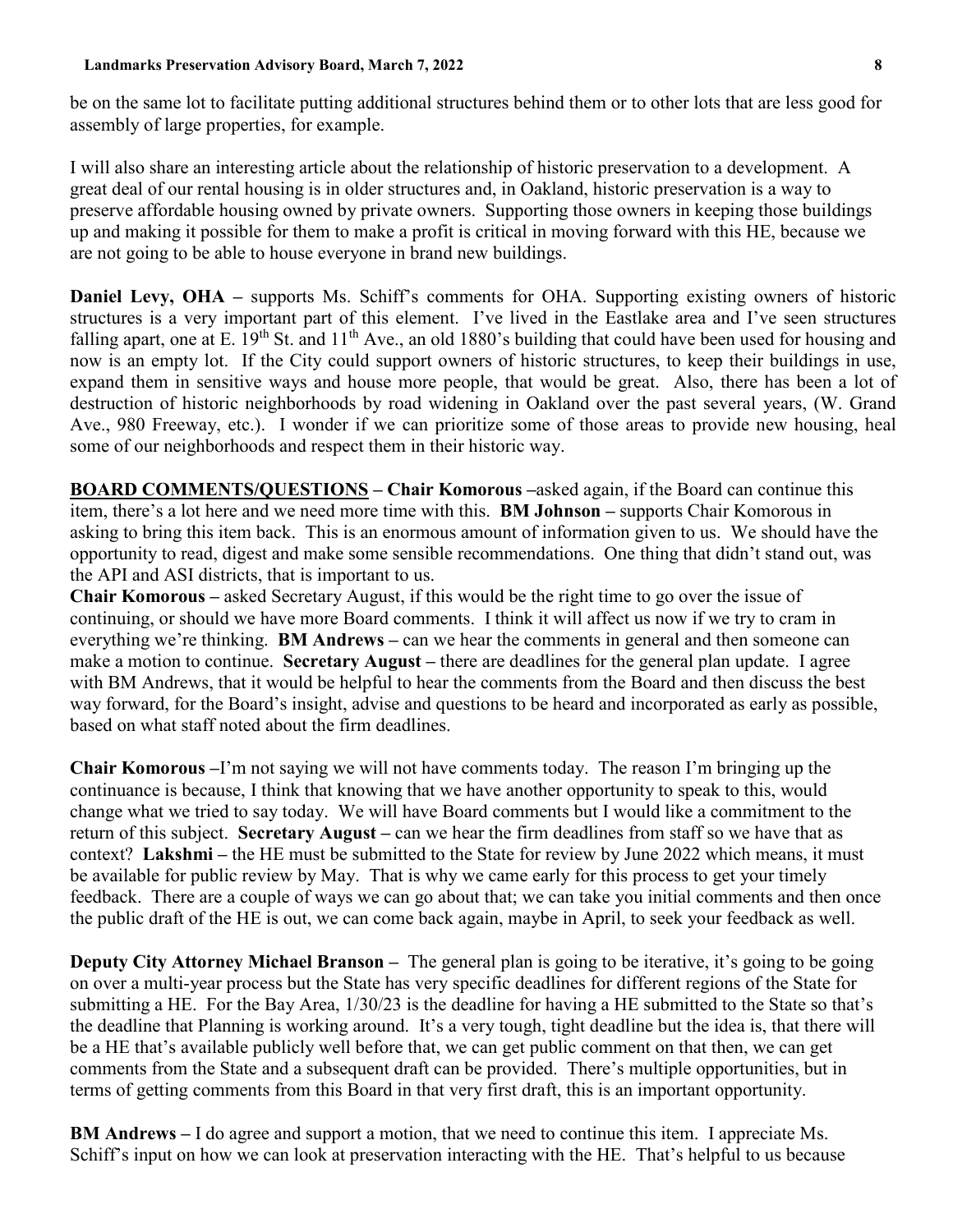be on the same lot to facilitate putting additional structures behind them or to other lots that are less good for assembly of large properties, for example.

I will also share an interesting article about the relationship of historic preservation to a development. A great deal of our rental housing is in older structures and, in Oakland, historic preservation is a way to preserve affordable housing owned by private owners. Supporting those owners in keeping those buildings up and making it possible for them to make a profit is critical in moving forward with this HE, because we are not going to be able to house everyone in brand new buildings.

**Daniel Levy, OHA –** supports Ms. Schiff's comments for OHA. Supporting existing owners of historic structures is a very important part of this element. I've lived in the Eastlake area and I've seen structures falling apart, one at E. 19th St. and 11th Ave., an old 1880's building that could have been used for housing and now is an empty lot. If the City could support owners of historic structures, to keep their buildings in use, expand them in sensitive ways and house more people, that would be great. Also, there has been a lot of destruction of historic neighborhoods by road widening in Oakland over the past several years, (W. Grand Ave., 980 Freeway, etc.). I wonder if we can prioritize some of those areas to provide new housing, heal some of our neighborhoods and respect them in their historic way.

**BOARD COMMENTS/QUESTIONS – Chair Komorous –**asked again, if the Board can continue this item, there's a lot here and we need more time with this. **BM Johnson –** supports Chair Komorous in asking to bring this item back. This is an enormous amount of information given to us. We should have the opportunity to read, digest and make some sensible recommendations. One thing that didn't stand out, was the API and ASI districts, that is important to us.
**Chair Komorous –** asked Secretary August, if this would be the right time to go over the issue of continuing, or should we have more Board comments. I think it will affect us now if we try to cram in everything we're thinking. **BM Andrews –** can we hear the comments in general and then someone can make a motion to continue. **Secretary August –** there are deadlines for the general plan update. I agree with BM Andrews, that it would be helpful to hear the comments from the Board and then discuss the best way forward, for the Board's insight, advise and questions to be heard and incorporated as early as possible, based on what staff noted about the firm deadlines.

**Chair Komorous –**I'm not saying we will not have comments today. The reason I'm bringing up the continuance is because, I think that knowing that we have another opportunity to speak to this, would change what we tried to say today. We will have Board comments but I would like a commitment to the return of this subject. **Secretary August –** can we hear the firm deadlines from staff so we have that as context? **Lakshmi –** the HE must be submitted to the State for review by June 2022 which means, it must be available for public review by May. That is why we came early for this process to get your timely feedback. There are a couple of ways we can go about that; we can take you initial comments and then once the public draft of the HE is out, we can come back again, maybe in April, to seek your feedback as well.

**Deputy City Attorney Michael Branson –** The general plan is going to be iterative, it's going to be going on over a multi-year process but the State has very specific deadlines for different regions of the State for submitting a HE. For the Bay Area, 1/30/23 is the deadline for having a HE submitted to the State so that's the deadline that Planning is working around. It's a very tough, tight deadline but the idea is, that there will be a HE that's available publicly well before that, we can get public comment on that then, we can get comments from the State and a subsequent draft can be provided. There's multiple opportunities, but in terms of getting comments from this Board in that very first draft, this is an important opportunity.

**BM Andrews –** I do agree and support a motion, that we need to continue this item. I appreciate Ms. Schiff's input on how we can look at preservation interacting with the HE. That's helpful to us because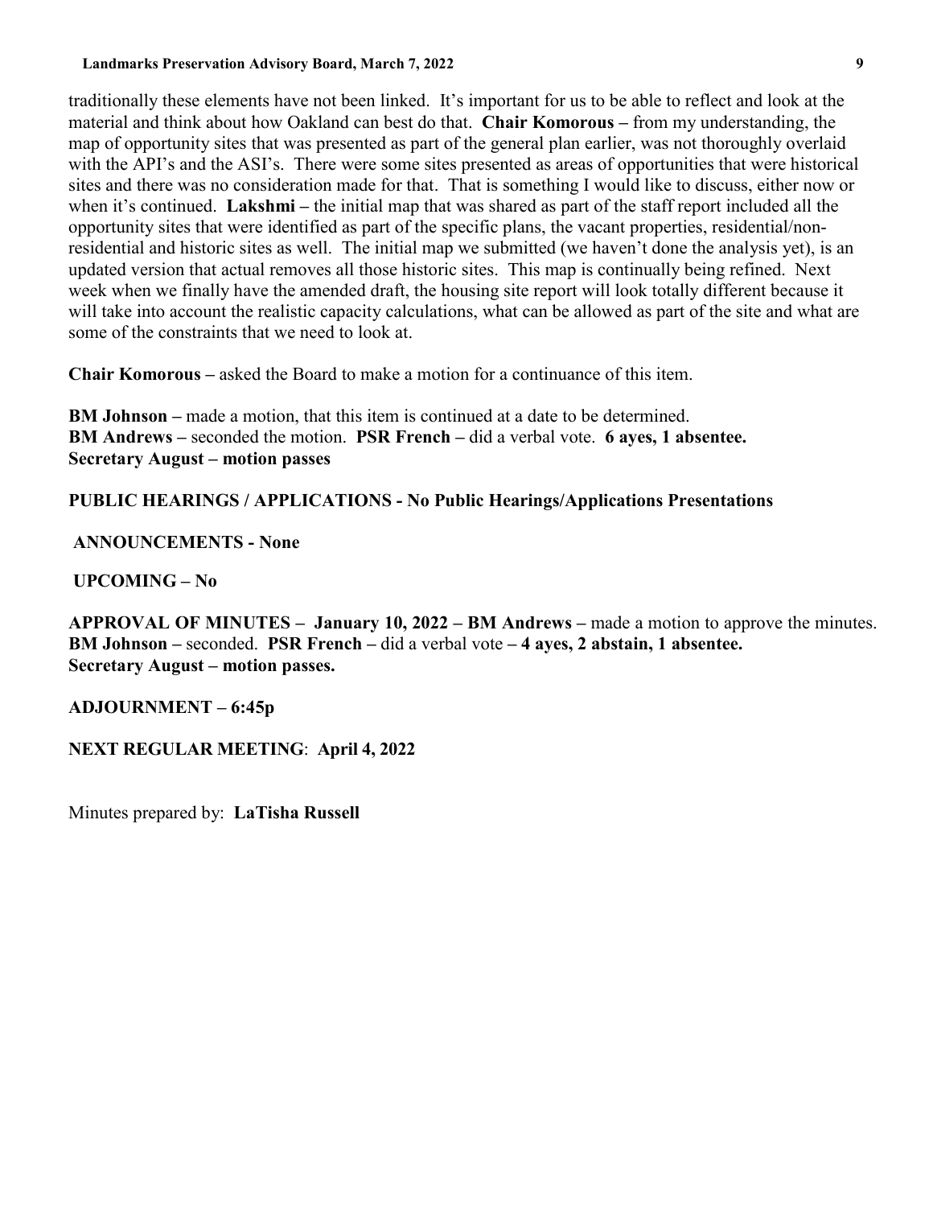traditionally these elements have not been linked. It's important for us to be able to reflect and look at the material and think about how Oakland can best do that. **Chair Komorous –** from my understanding, the map of opportunity sites that was presented as part of the general plan earlier, was not thoroughly overlaid with the API's and the ASI's. There were some sites presented as areas of opportunities that were historical sites and there was no consideration made for that. That is something I would like to discuss, either now or when it's continued. **Lakshmi –** the initial map that was shared as part of the staff report included all the opportunity sites that were identified as part of the specific plans, the vacant properties, residential/non-residential and historic sites as well. The initial map we submitted (we haven't done the analysis yet), is an updated version that actual removes all those historic sites. This map is continually being refined. Next week when we finally have the amended draft, the housing site report will look totally different because it will take into account the realistic capacity calculations, what can be allowed as part of the site and what are some of the constraints that we need to look at.

**Chair Komorous –** asked the Board to make a motion for a continuance of this item.

**BM Johnson –** made a motion, that this item is continued at a date to be determined.
**BM Andrews –** seconded the motion. **PSR French –** did a verbal vote. **6 ayes, 1 absentee.**
**Secretary August – motion passes**

**PUBLIC HEARINGS / APPLICATIONS - No Public Hearings/Applications Presentations**

**ANNOUNCEMENTS - None**

**UPCOMING – No**

**APPROVAL OF MINUTES – January 10, 2022 – BM Andrews –** made a motion to approve the minutes.
**BM Johnson –** seconded. **PSR French –** did a verbal vote **– 4 ayes, 2 abstain, 1 absentee.**
**Secretary August – motion passes.**

**ADJOURNMENT – 6:45p**

**NEXT REGULAR MEETING**: **April 4, 2022**

Minutes prepared by: **LaTisha Russell**